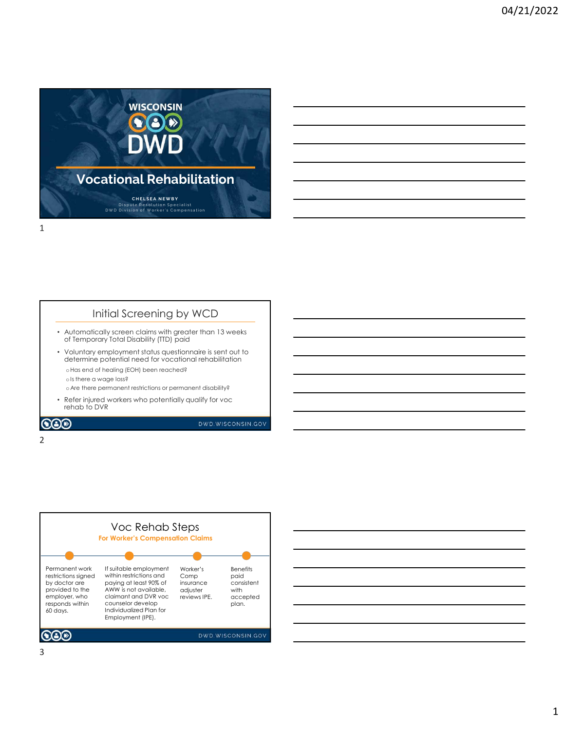# Vocational Rehabilitation

WISCONSIN DWD

CHELSEA NEWBY
Dispute Resolution Specialist
DWD Division of Worker's Compensation

## Initial Screening by WCD

- Automatically screen claims with greater than 13 weeks of Temporary Total Disability (TTD) paid
- Voluntary employment status questionnaire is sent out to determine potential need for vocational rehabilitation
  - Has end of healing (EOH) been reached?
  - Is there a wage loss?
  - Are there permanent restrictions or permanent disability?
- Refer injured workers who potentially qualify for voc rehab to DVR

DWD.WISCONSIN.GOV

## Voc Rehab Steps

**For Worker's Compensation Claims**

1. Permanent work restrictions signed by doctor are provided to the employer, who responds within 60 days.
2. If suitable employment within restrictions and paying at least 90% of AWW is not available, claimant and DVR voc counselor develop Individualized Plan for Employment (IPE).
3. Worker's Comp insurance adjuster reviews IPE.
4. Benefits paid consistent with accepted plan.

DWD.WISCONSIN.GOV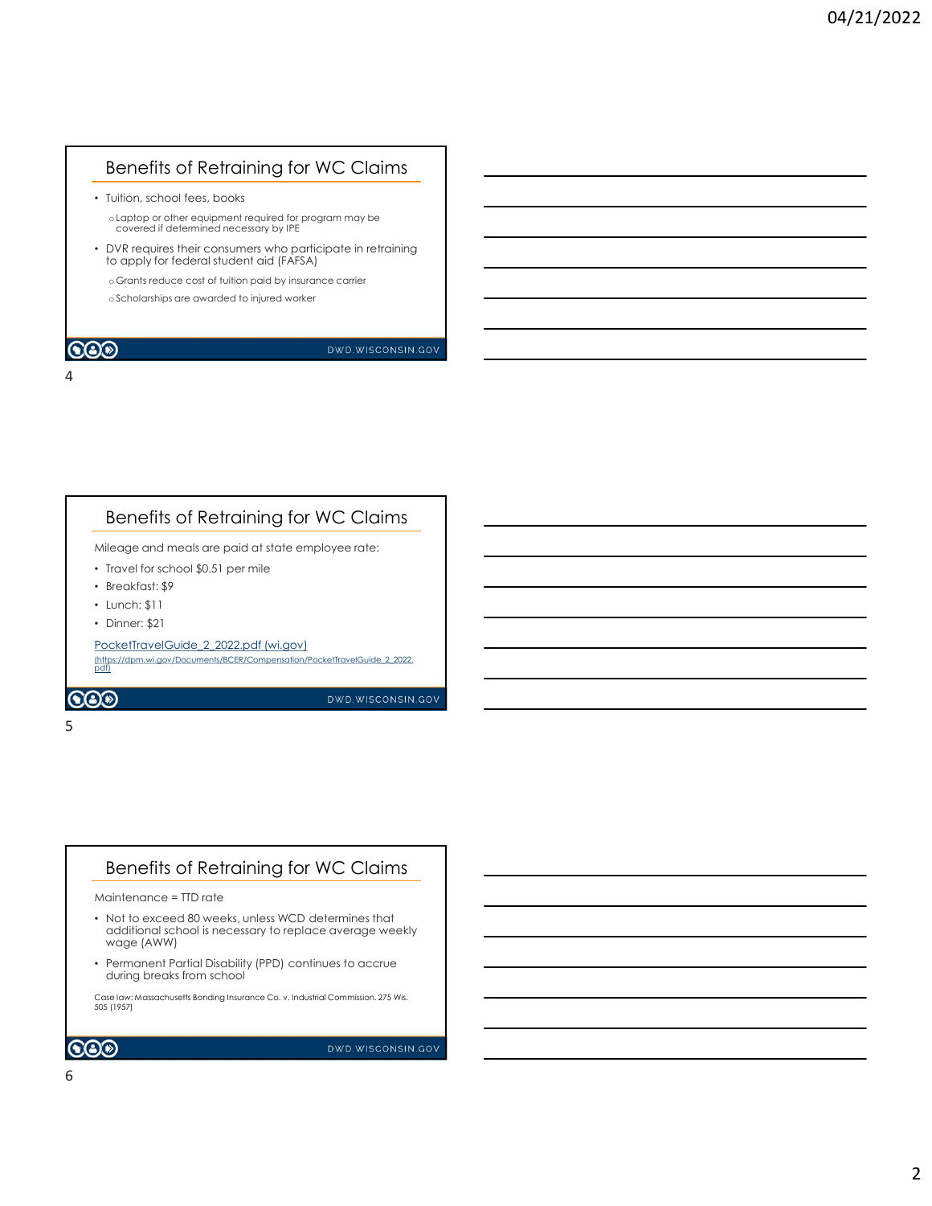## Benefits of Retraining for WC Claims

- Tuition, school fees, books
  - Laptop or other equipment required for program may be covered if determined necessary by IPE
- DVR requires their consumers who participate in retraining to apply for federal student aid (FAFSA)
  - Grants reduce cost of tuition paid by insurance carrier
  - Scholarships are awarded to injured worker

## Benefits of Retraining for WC Claims

Mileage and meals are paid at state employee rate:

- Travel for school $0.51 per mile
- Breakfast: $9
- Lunch: $11
- Dinner: $21

[PocketTravelGuide_2_2022.pdf (wi.gov)](https://dpm.wi.gov/Documents/BCER/Compensation/PocketTravelGuide_2_2022.pdf)
(https://dpm.wi.gov/Documents/BCER/Compensation/PocketTravelGuide_2_2022.pdf)

## Benefits of Retraining for WC Claims

Maintenance = TTD rate

- Not to exceed 80 weeks, unless WCD determines that additional school is necessary to replace average weekly wage (AWW)
- Permanent Partial Disability (PPD) continues to accrue during breaks from school

Case law: Massachusetts Bonding Insurance Co. v. Industrial Commission. 275 Wis. 505 (1957)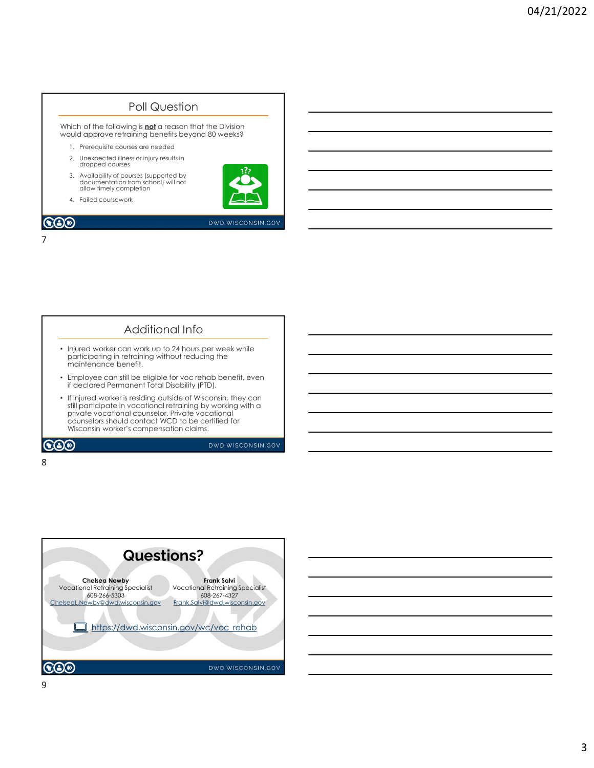## Poll Question

Which of the following is **not** a reason that the Division would approve retraining benefits beyond 80 weeks?

1. Prerequisite courses are needed
2. Unexpected illness or injury results in dropped courses
3. Availability of courses (supported by documentation from school) will not allow timely completion
4. Failed coursework

DWD.WISCONSIN.GOV

## Additional Info

- Injured worker can work up to 24 hours per week while participating in retraining without reducing the maintenance benefit.
- Employee can still be eligible for voc rehab benefit, even if declared Permanent Total Disability (PTD).
- If injured worker is residing outside of Wisconsin, they can still participate in vocational retraining by working with a private vocational counselor. Private vocational counselors should contact WCD to be certified for Wisconsin worker's compensation claims.

DWD.WISCONSIN.GOV

## Questions?

**Chelsea Newby**
Vocational Retraining Specialist
608-266-5303
ChelseaL.Newby@dwd.wisconsin.gov

**Frank Salvi**
Vocational Retraining Specialist
608-267-4327
Frank.Salvi@dwd.wisconsin.gov

https://dwd.wisconsin.gov/wc/voc_rehab

DWD.WISCONSIN.GOV